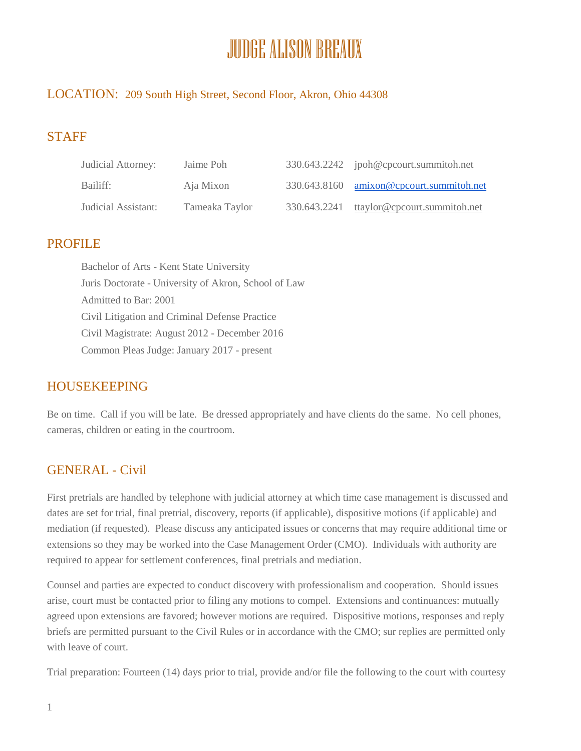# JUDGE ALISON BREAUX

## LOCATION: 209 South High Street, Second Floor, Akron, Ohio 44308

## STAFF

| | | | |
|---|---|---|---|
| Judicial Attorney: | Jaime Poh | 330.643.2242 | jpoh@cpcourt.summitoh.net |
| Bailiff: | Aja Mixon | 330.643.8160 | amixon@cpcourt.summitoh.net |
| Judicial Assistant: | Tameaka Taylor | 330.643.2241 | ttaylor@cpcourt.summitoh.net |

## PROFILE

Bachelor of Arts - Kent State University

Juris Doctorate - University of Akron, School of Law

Admitted to Bar: 2001

Civil Litigation and Criminal Defense Practice

Civil Magistrate: August 2012 - December 2016

Common Pleas Judge: January 2017 - present

## HOUSEKEEPING

Be on time. Call if you will be late. Be dressed appropriately and have clients do the same. No cell phones, cameras, children or eating in the courtroom.

## GENERAL - Civil

First pretrials are handled by telephone with judicial attorney at which time case management is discussed and dates are set for trial, final pretrial, discovery, reports (if applicable), dispositive motions (if applicable) and mediation (if requested). Please discuss any anticipated issues or concerns that may require additional time or extensions so they may be worked into the Case Management Order (CMO). Individuals with authority are required to appear for settlement conferences, final pretrials and mediation.

Counsel and parties are expected to conduct discovery with professionalism and cooperation. Should issues arise, court must be contacted prior to filing any motions to compel. Extensions and continuances: mutually agreed upon extensions are favored; however motions are required. Dispositive motions, responses and reply briefs are permitted pursuant to the Civil Rules or in accordance with the CMO; sur replies are permitted only with leave of court.

Trial preparation: Fourteen (14) days prior to trial, provide and/or file the following to the court with courtesy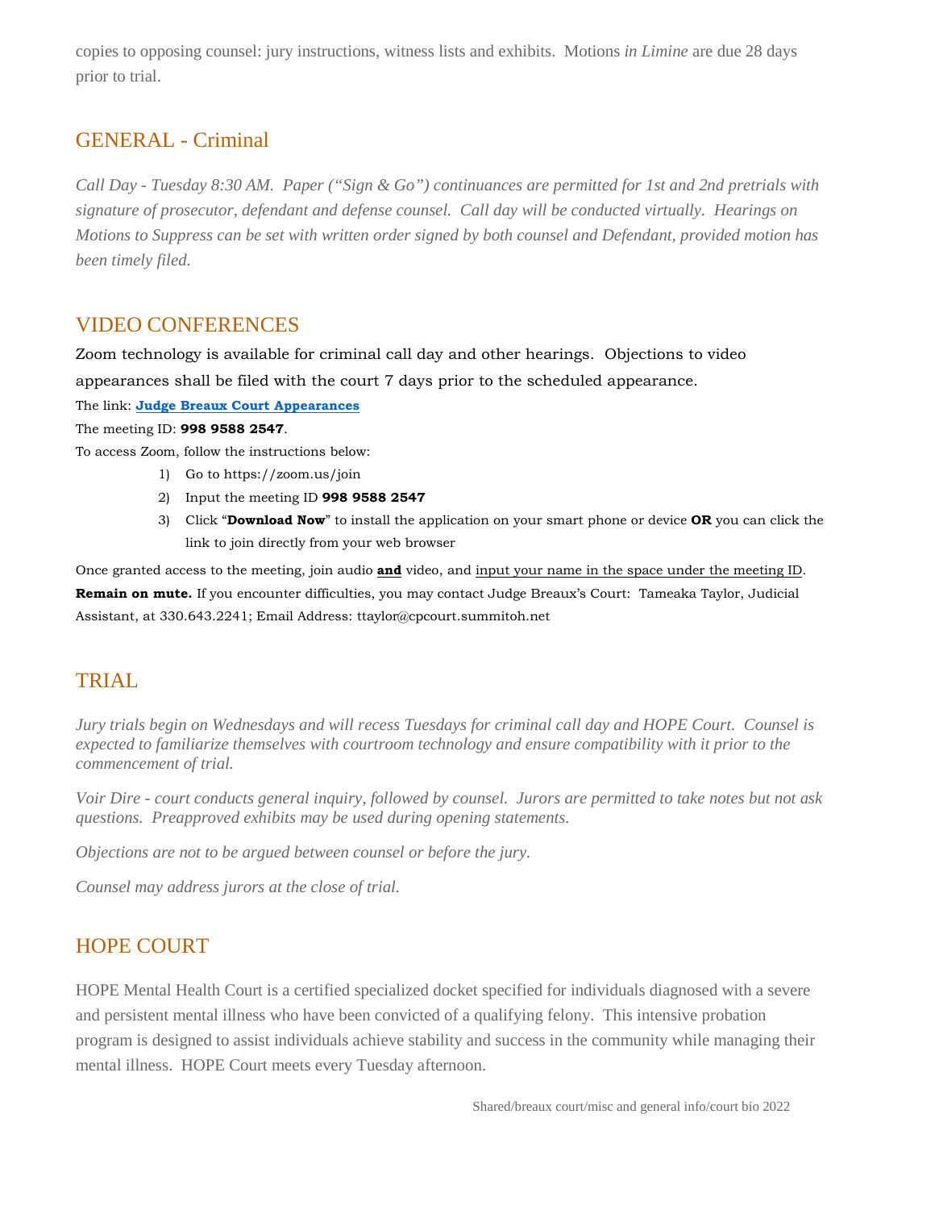copies to opposing counsel: jury instructions, witness lists and exhibits. Motions *in Limine* are due 28 days prior to trial.

## GENERAL - Criminal

*Call Day - Tuesday 8:30 AM. Paper ("Sign & Go") continuances are permitted for 1st and 2nd pretrials with signature of prosecutor, defendant and defense counsel. Call day will be conducted virtually. Hearings on Motions to Suppress can be set with written order signed by both counsel and Defendant, provided motion has been timely filed.*

## VIDEO CONFERENCES

Zoom technology is available for criminal call day and other hearings. Objections to video appearances shall be filed with the court 7 days prior to the scheduled appearance.

The link: **Judge Breaux Court Appearances**

The meeting ID: **998 9588 2547**.

To access Zoom, follow the instructions below:

1) Go to https://zoom.us/join
2) Input the meeting ID **998 9588 2547**
3) Click "**Download Now**" to install the application on your smart phone or device **OR** you can click the link to join directly from your web browser

Once granted access to the meeting, join audio **and** video, and input your name in the space under the meeting ID. **Remain on mute.** If you encounter difficulties, you may contact Judge Breaux's Court: Tameaka Taylor, Judicial Assistant, at 330.643.2241; Email Address: ttaylor@cpcourt.summitoh.net

## TRIAL

*Jury trials begin on Wednesdays and will recess Tuesdays for criminal call day and HOPE Court. Counsel is expected to familiarize themselves with courtroom technology and ensure compatibility with it prior to the commencement of trial.*

*Voir Dire - court conducts general inquiry, followed by counsel. Jurors are permitted to take notes but not ask questions. Preapproved exhibits may be used during opening statements.*

*Objections are not to be argued between counsel or before the jury.*

*Counsel may address jurors at the close of trial.*

## HOPE COURT

HOPE Mental Health Court is a certified specialized docket specified for individuals diagnosed with a severe and persistent mental illness who have been convicted of a qualifying felony. This intensive probation program is designed to assist individuals achieve stability and success in the community while managing their mental illness. HOPE Court meets every Tuesday afternoon.

Shared/breaux court/misc and general info/court bio 2022